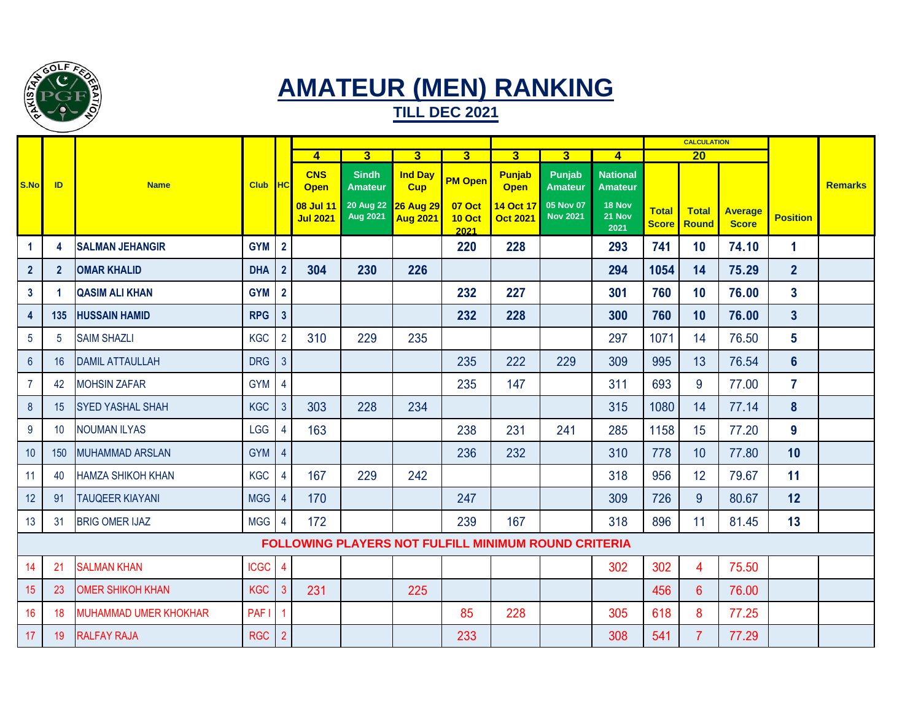# AMATEUR (MEN) RANKING

## TILL DEC 2021

| S.No | ID | Name | Club | HC | CNS Open 08 Jul 11 Jul 2021 | Sindh Amateur 20 Aug 22 Aug 2021 | Ind Day Cup 26 Aug 29 Aug 2021 | PM Open 07 Oct 10 Oct 2021 | Punjab Open 14 Oct 17 Oct 2021 | Punjab Amateur 05 Nov 07 Nov 2021 | National Amateur 18 Nov 21 Nov 2021 | Total Score | Total Round | Average Score | Position | Remarks |
|---|---|---|---|---|---|---|---|---|---|---|---|---|---|---|---|---|
| | | | | | 4 | 3 | 3 | 3 | 3 | 3 | 4 | CALCULATION 20 | | | | |
| 1 | 4 | SALMAN JEHANGIR | GYM | 2 | | | | 220 | 228 | | 293 | 741 | 10 | 74.10 | 1 | |
| 2 | 2 | OMAR KHALID | DHA | 2 | 304 | 230 | 226 | | | | 294 | 1054 | 14 | 75.29 | 2 | |
| 3 | 1 | QASIM ALI KHAN | GYM | 2 | | | | 232 | 227 | | 301 | 760 | 10 | 76.00 | 3 | |
| 4 | 135 | HUSSAIN HAMID | RPG | 3 | | | | 232 | 228 | | 300 | 760 | 10 | 76.00 | 3 | |
| 5 | 5 | SAIM SHAZLI | KGC | 2 | 310 | 229 | 235 | | | | 297 | 1071 | 14 | 76.50 | 5 | |
| 6 | 16 | DAMIL ATTAULLAH | DRG | 3 | | | | 235 | 222 | 229 | 309 | 995 | 13 | 76.54 | 6 | |
| 7 | 42 | MOHSIN ZAFAR | GYM | 4 | | | | 235 | 147 | | 311 | 693 | 9 | 77.00 | 7 | |
| 8 | 15 | SYED YASHAL SHAH | KGC | 3 | 303 | 228 | 234 | | | | 315 | 1080 | 14 | 77.14 | 8 | |
| 9 | 10 | NOUMAN ILYAS | LGG | 4 | 163 | | | 238 | 231 | 241 | 285 | 1158 | 15 | 77.20 | 9 | |
| 10 | 150 | MUHAMMAD ARSLAN | GYM | 4 | | | | 236 | 232 | | 310 | 778 | 10 | 77.80 | 10 | |
| 11 | 40 | HAMZA SHIKOH KHAN | KGC | 4 | 167 | 229 | 242 | | | | 318 | 956 | 12 | 79.67 | 11 | |
| 12 | 91 | TAUQEER KIAYANI | MGG | 4 | 170 | | | 247 | | | 309 | 726 | 9 | 80.67 | 12 | |
| 13 | 31 | BRIG OMER IJAZ | MGG | 4 | 172 | | | 239 | 167 | | 318 | 896 | 11 | 81.45 | 13 | |
| FOLLOWING PLAYERS NOT FULFILL MINIMUM ROUND CRITERIA | | | | | | | | | | | | | | | | |
| 14 | 21 | SALMAN KHAN | ICGC | 4 | | | | | | | 302 | 302 | 4 | 75.50 | | |
| 15 | 23 | OMER SHIKOH KHAN | KGC | 3 | 231 | | 225 | | | | | 456 | 6 | 76.00 | | |
| 16 | 18 | MUHAMMAD UMER KHOKHAR | PAF I | 1 | | | | 85 | 228 | | 305 | 618 | 8 | 77.25 | | |
| 17 | 19 | RALFAY RAJA | RGC | 2 | | | | 233 | | | 308 | 541 | 7 | 77.29 | | |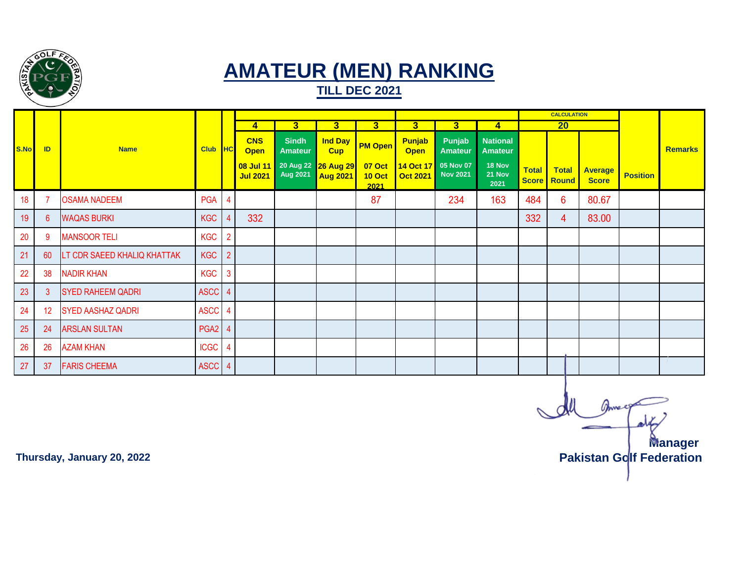# AMATEUR (MEN) RANKING

## TILL DEC 2021

| S.No | ID | Name | Club | HC | 4 CNS Open 08 Jul 11 Jul 2021 | 3 Sindh Amateur 20 Aug 22 Aug 2021 | 3 Ind Day Cup 26 Aug 29 Aug 2021 | 3 PM Open 07 Oct 10 Oct 2021 | 3 Punjab Open 14 Oct 17 Oct 2021 | 3 Punjab Amateur 05 Nov 07 Nov 2021 | 4 National Amateur 18 Nov 21 Nov 2021 | CALCULATION Total Score | 20 Total Round | Average Score | Position | Remarks |
|---|---|---|---|---|---|---|---|---|---|---|---|---|---|---|---|---|
| 18 | 7 | OSAMA NADEEM | PGA | 4 | | | | 87 | | 234 | 163 | 484 | 6 | 80.67 | | |
| 19 | 6 | WAQAS BURKI | KGC | 4 | 332 | | | | | | | 332 | 4 | 83.00 | | |
| 20 | 9 | MANSOOR TELI | KGC | 2 | | | | | | | | | | | | |
| 21 | 60 | LT CDR SAEED KHALIQ KHATTAK | KGC | 2 | | | | | | | | | | | | |
| 22 | 38 | NADIR KHAN | KGC | 3 | | | | | | | | | | | | |
| 23 | 3 | SYED RAHEEM QADRI | ASCC | 4 | | | | | | | | | | | | |
| 24 | 12 | SYED AASHAZ QADRI | ASCC | 4 | | | | | | | | | | | | |
| 25 | 24 | ARSLAN SULTAN | PGA2 | 4 | | | | | | | | | | | | |
| 26 | 26 | AZAM KHAN | ICGC | 4 | | | | | | | | | | | | |
| 27 | 37 | FARIS CHEEMA | ASCC | 4 | | | | | | | | | | | | |

**Thursday, January 20, 2022**

**Manager**
**Pakistan Golf Federation**